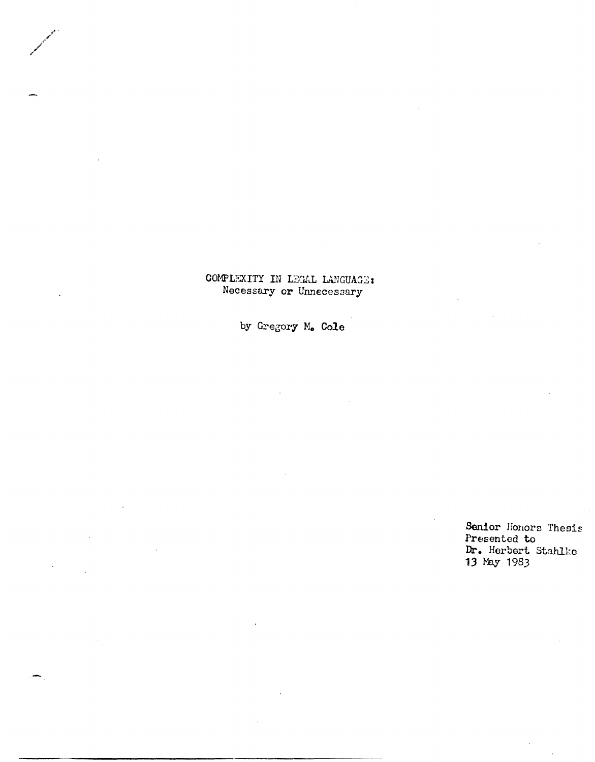# COMPLEXITY IN LEGAL LANGUAGE: Necessary or Unnecessary

by Gregory M. Cole

Senior Honors Thesis
Presented to
Dr. Herbert Stahlke
13 May 1983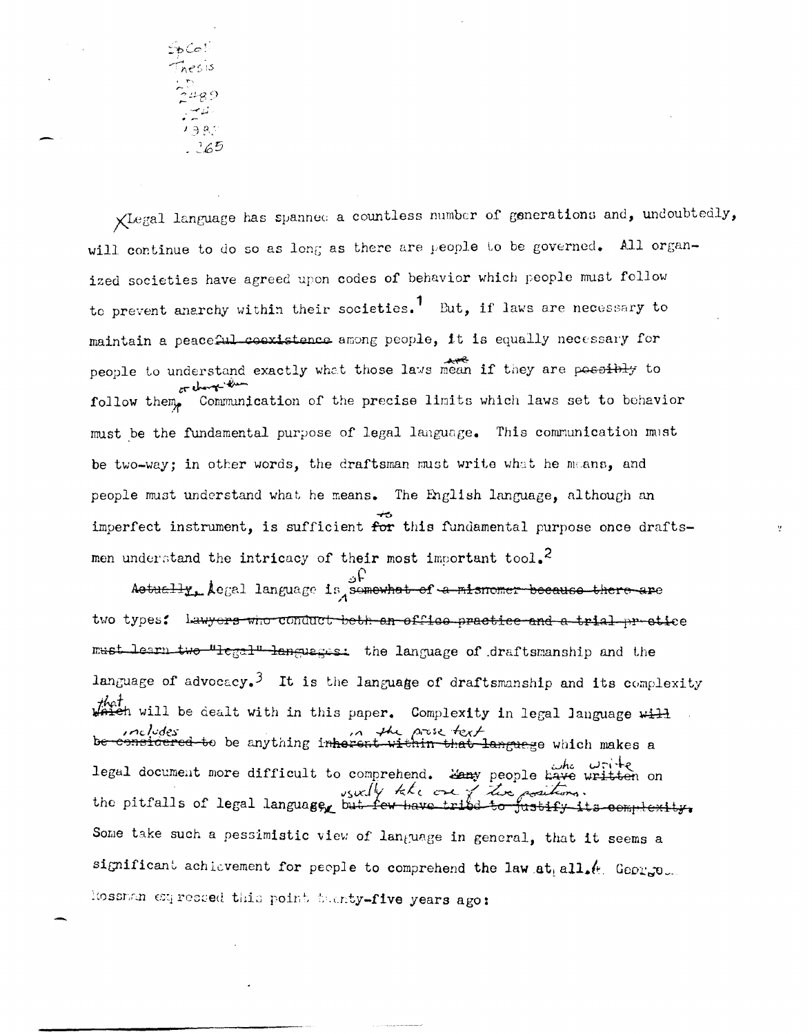Legal language has spanned a countless number of generations and, undoubtedly, will continue to do so as long as there are people to be governed. All organized societies have agreed upon codes of behavior which people must follow to prevent anarchy within their societies.[1] But, if laws are necessary to maintain a peace among people, it is equally necessary for people to understand exactly what those laws are if they are to follow them or change them. Communication of the precise limits which laws set to behavior must be the fundamental purpose of legal language. This communication must be two-way; in other words, the draftsman must write what he means, and people must understand what he means. The English language, although an imperfect instrument, is sufficient to this fundamental purpose once draftsmen understand the intricacy of their most important tool.[2]

Legal language is of two types: the language of draftsmanship and the language of advocacy.[3] It is the language of draftsmanship and its complexity that will be dealt with in this paper. Complexity in legal language includes anything in the prose text which makes a legal document more difficult to comprehend. People who write on the pitfalls of legal language usually take one of two positions. Some take such a pessimistic view of language in general, that it seems a significant achievement for people to comprehend the law at all.[4] George Hossman expressed this point twenty-five years ago: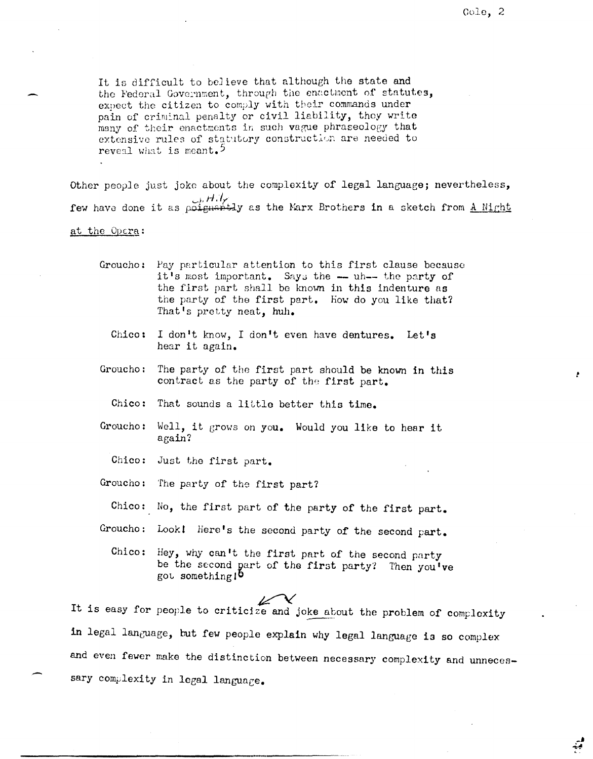It is difficult to believe that although the state and the Federal Government, through the enactment of statutes, expect the citizen to comply with their commands under pain of criminal penalty or civil liability, they write many of their enactments in such vague phraseology that extensive rules of statutory construction are needed to reveal what is meant.[5]

Other people just joke about the complexity of legal language; nevertheless, few have done it as ~~poignantly~~ wittily as the Marx Brothers in a sketch from A Night at the Opera:

> Groucho: Pay particular attention to this first clause because it's most important. Says the — uh— the party of the first part shall be known in this indenture as the party of the first part. How do you like that? That's pretty neat, huh.
>
> Chico: I don't know, I don't even have dentures. Let's hear it again.
>
> Groucho: The party of the first part should be known in this contract as the party of the first part.
>
> Chico: That sounds a little better this time.
>
> Groucho: Well, it grows on you. Would you like to hear it again?
>
> Chico: Just the first part.
>
> Groucho: The party of the first part?
>
> Chico: No, the first part of the party of the first part.
>
> Groucho: Look! Here's the second party of the second part.
>
> Chico: Hey, why can't the first part of the second party be the second part of the first party? Then you've got something![6]

It is easy for people to criticize and joke about the problem of complexity in legal language, but few people explain why legal language is so complex and even fewer make the distinction between necessary complexity and unnecessary complexity in legal language.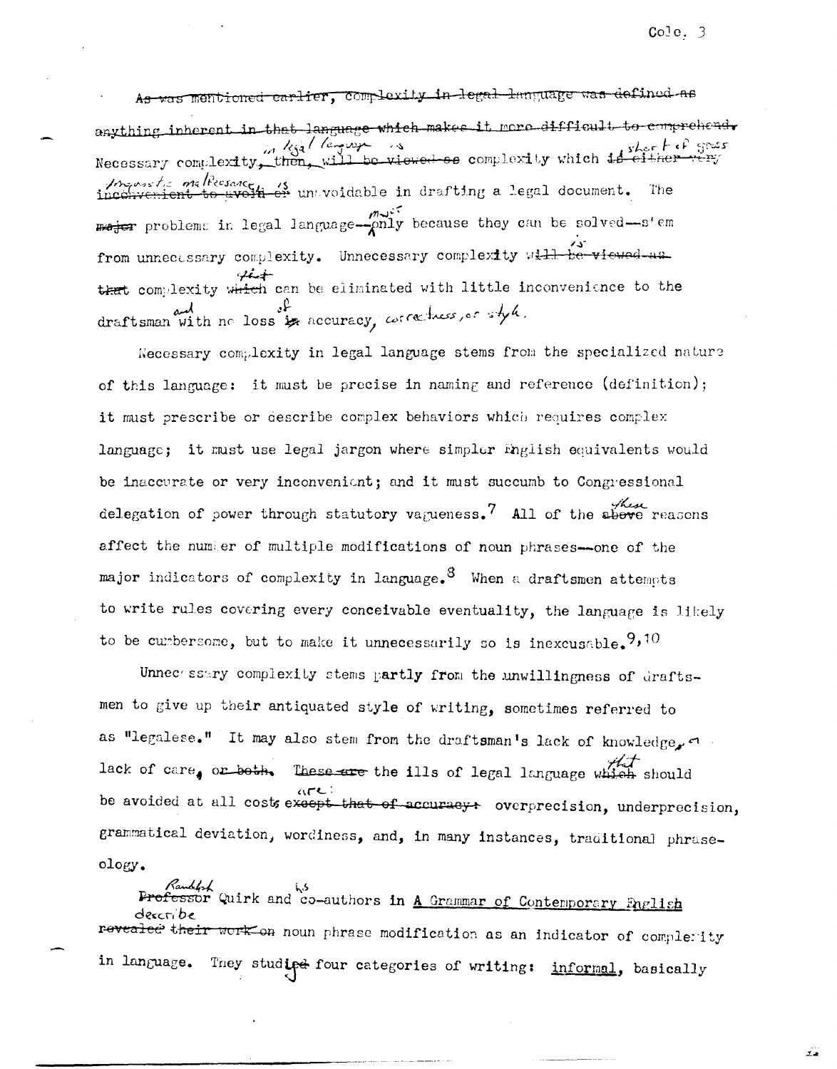~~As was mentioned earlier, complexity in legal language was defined as anything inherent in that language which makes it more difficult to comprehend.~~ Necessary complexity~~, then, will be viewed as~~ in legal language is complexity which ~~is either very inconvenient to avoid or~~ short of gross professional malfeasance, is unavoidable in drafting a legal document. The ~~major~~ problems in legal language—must only because they can be solved—stem from unnecessary complexity. Unnecessary complexity ~~will be viewed as that~~ is complexity ~~which~~ that can be eliminated with little inconvenience to the draftsman and with no loss ~~in~~ of accuracy, correctness, or style.

Necessary complexity in legal language stems from the specialized nature of this language: it must be precise in naming and reference (definition); it must prescribe or describe complex behaviors which requires complex language; it must use legal jargon where simpler English equivalents would be inaccurate or very inconvenient; and it must succumb to Congressional delegation of power through statutory vagueness.[7] All of the ~~above~~ these reasons affect the number of multiple modifications of noun phrases—one of the major indicators of complexity in language.[8] When a draftsmen attempts to write rules covering every conceivable eventuality, the language is likely to be cumbersome, but to make it unnecessarily so is inexcusable.[9,10]

Unnecessary complexity stems partly from the unwillingness of draftsmen to give up their antiquated style of writing, sometimes referred to as "legalese." It may also stem from the draftsman's lack of knowledge, or lack of care, ~~or both.~~ ~~These are~~ The ills of legal language ~~which~~ that should be avoided at all costs ~~except that of accuracy:~~ are: overprecision, underprecision, grammatical deviation, wordiness, and, in many instances, traditional phraseology.

~~Professor~~ Randolph Quirk and his co-authors in A Grammar of Contemporary English ~~revealed their work on~~ describe noun phrase modification as an indicator of complexity in language. They studied four categories of writing: informal, basically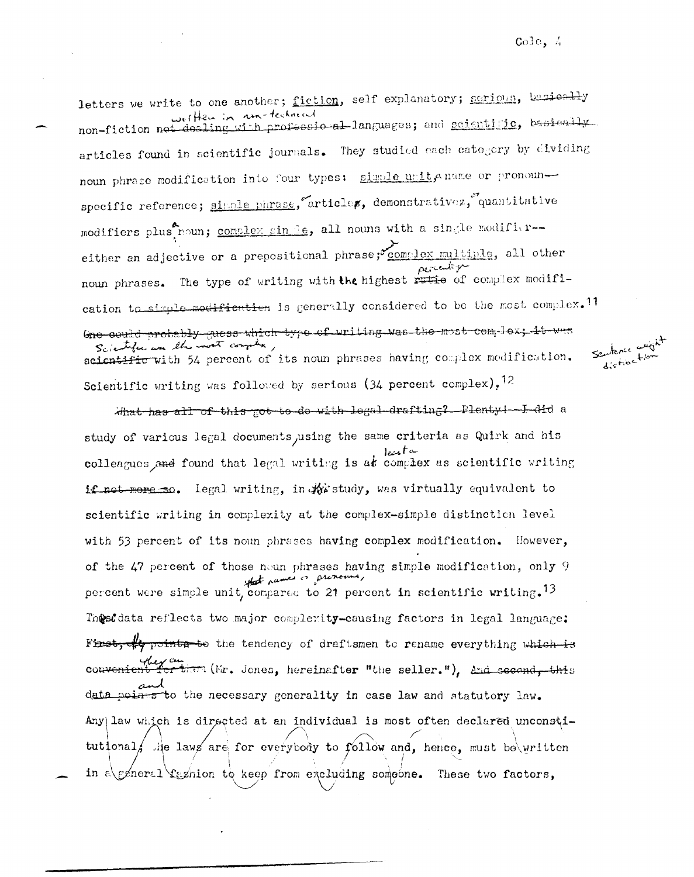letters we write to one another; fiction, self explanatory; serious, non-fiction written in non-technical languages; and scientific, articles found in scientific journals. They studied each category by dividing noun phrase modification into four types: simple unit, a name or pronoun—specific reference; single phrase, articles, demonstratives, or quantitative modifiers plus a noun; complex single, all nouns with a single modifier—either an adjective or a prepositional phrase; or complex multiple, all other noun phrases. The type of writing with the highest percentage of complex modification is generally considered to be the most complex.[11] Scientific was the most complex, with 54 percent of its noun phrases having complex modification. Scientific writing was followed by serious (34 percent complex).[12]

A study of various legal documents, using the same criteria as Quirk and his colleagues, found that legal writing is at least as complex as scientific writing. Legal writing, in this study, was virtually equivalent to scientific writing in complexity at the complex-simple distinction level with 53 percent of its noun phrases having complex modification. However, of the 47 percent of those noun phrases having simple modification, only 9 percent were simple unit, that names or pronouns, compared to 21 percent in scientific writing.[13] These data reflects two major complexity-causing factors in legal language: the tendency of draftsmen to rename everything they can (Mr. Jones, hereinafter "the seller."), and to the necessary generality in case law and statutory law. Any law which is directed at an individual is most often declared unconstitutional; the laws are for everybody to follow and, hence, must be written in a general fashion to keep from excluding someone. These two factors,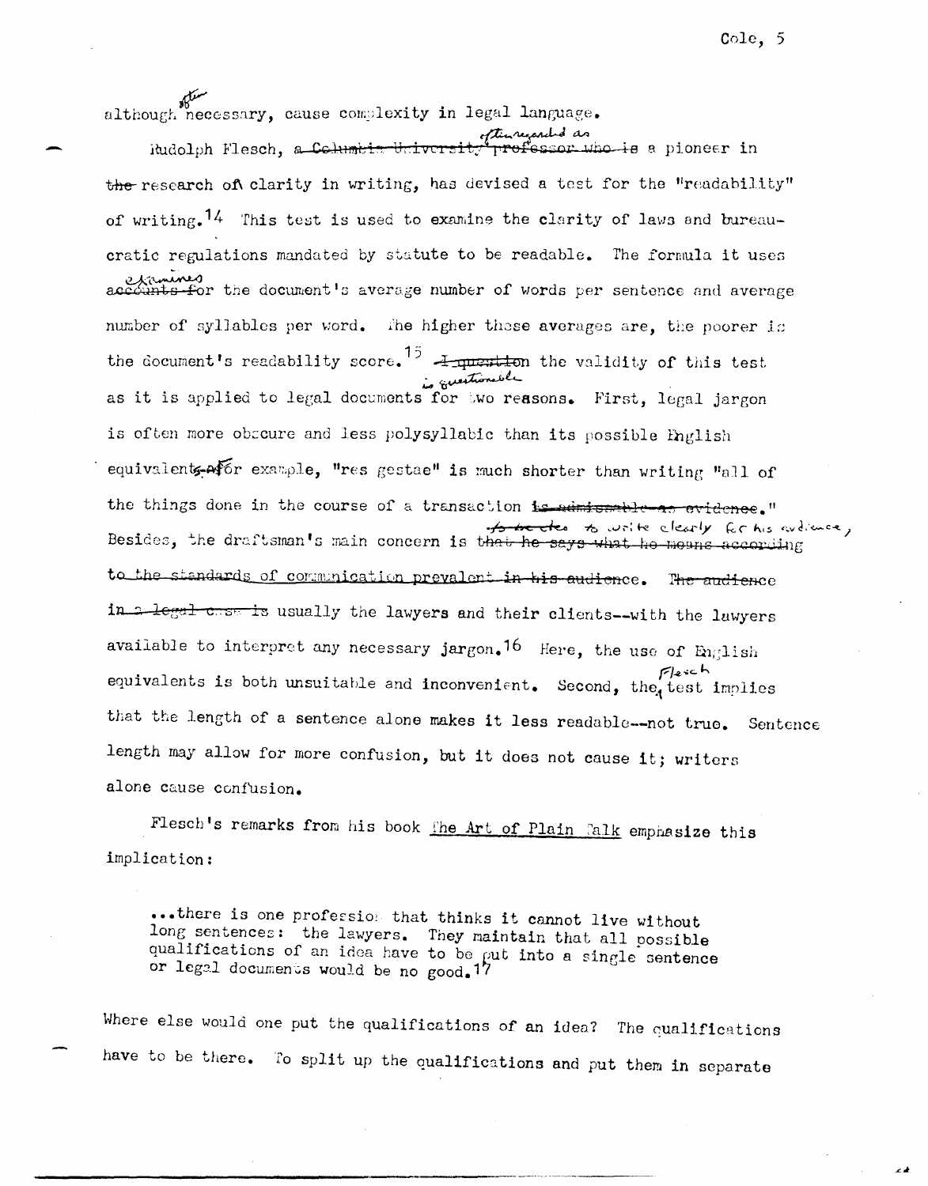although often necessary, cause complexity in legal language.

Rudolph Flesch, often regarded as a pioneer in research of clarity in writing, has devised a test for the "readability" of writing.[14] This test is used to examine the clarity of laws and bureaucratic regulations mandated by statute to be readable. The formula it uses examines the document's average number of words per sentence and average number of syllables per word. The higher these averages are, the poorer is the document's readability score.[15] The validity of this test is questionable as it is applied to legal documents for two reasons. First, legal jargon is often more obscure and less polysyllabic than its possible English equivalents. For example, "res gestae" is much shorter than writing "all of the things done in the course of a transaction." Besides, the draftsman's main concern is to write clearly for his audience, usually the lawyers and their clients--with the lawyers available to interpret any necessary jargon.[16] Here, the use of English equivalents is both unsuitable and inconvenient. Second, the Flesch test implies that the length of a sentence alone makes it less readable--not true. Sentence length may allow for more confusion, but it does not cause it; writers alone cause confusion.

Flesch's remarks from his book The Art of Plain Talk emphasize this implication:

> ...there is one profession that thinks it cannot live without long sentences: the lawyers. They maintain that all possible qualifications of an idea have to be put into a single sentence or legal documents would be no good.[17]

Where else would one put the qualifications of an idea? The qualifications have to be there. To split up the qualifications and put them in separate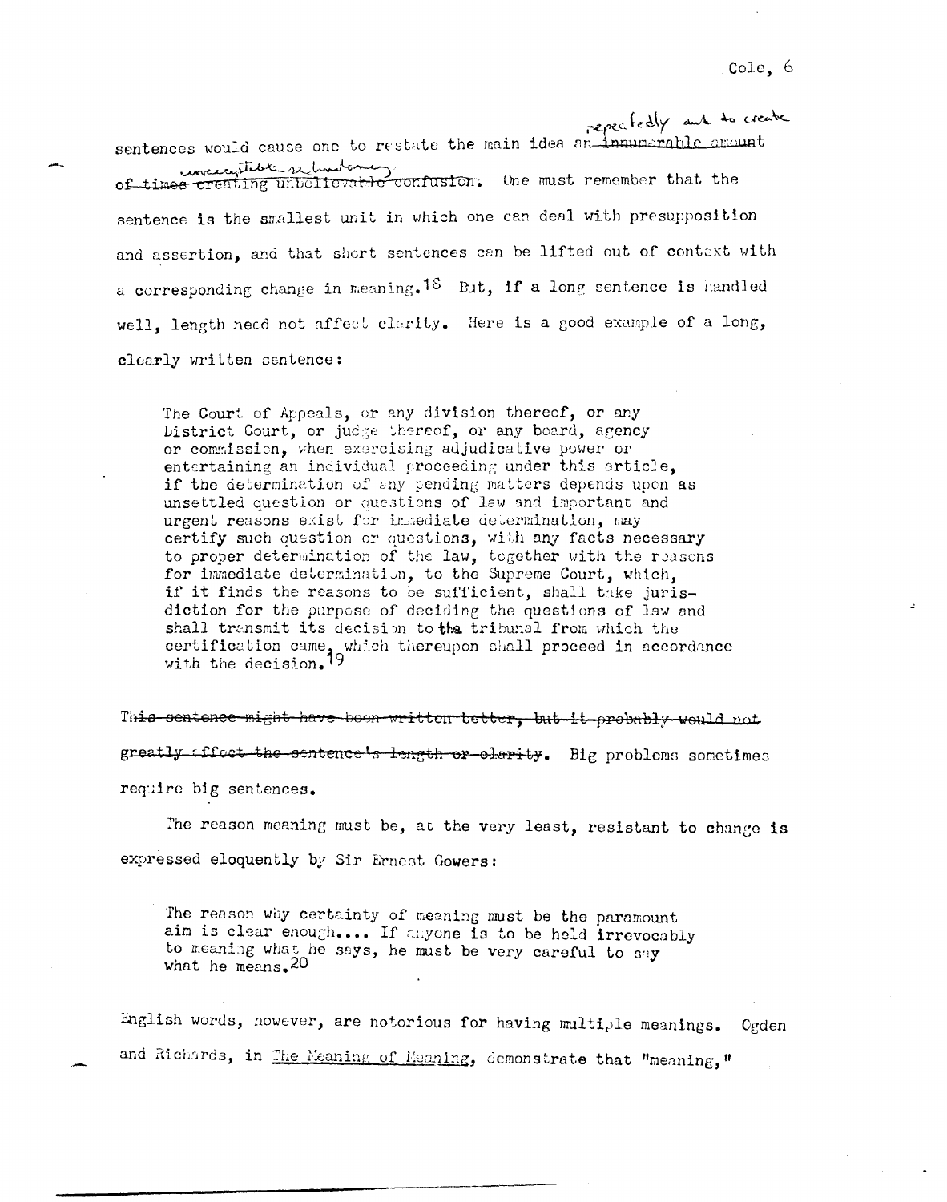sentences would cause one to restate the main idea ~~an innumerable amount of times creating unbelievable confusion~~ repeatedly and to create unacceptable redundancy. One must remember that the sentence is the smallest unit in which one can deal with presupposition and assertion, and that short sentences can be lifted out of context with a corresponding change in meaning.[18] But, if a long sentence is handled well, length need not affect clarity. Here is a good example of a long, clearly written sentence:

> The Court of Appeals, or any division thereof, or any District Court, or judge thereof, or any board, agency or commission, when exercising adjudicative power or entertaining an individual proceeding under this article, if the determination of any pending matters depends upon as unsettled question or questions of law and important and urgent reasons exist for immediate determination, may certify such question or questions, with any facts necessary to proper determination of the law, together with the reasons for immediate determination, to the Supreme Court, which, if it finds the reasons to be sufficient, shall take jurisdiction for the purpose of deciding the questions of law and shall transmit its decision to the tribunal from which the certification came, which thereupon shall proceed in accordance with the decision.[19]

~~This sentence might have been written better, but it probably would not greatly affect the sentence's length or clarity.~~ Big problems sometimes require big sentences.

The reason meaning must be, at the very least, resistant to change is expressed eloquently by Sir Ernest Gowers:

> The reason why certainty of meaning must be the paramount aim is clear enough.... If anyone is to be held irrevocably to meaning what he says, he must be very careful to say what he means.[20]

English words, however, are notorious for having multiple meanings. Ogden and Richards, in _The Meaning of Meaning_, demonstrate that "meaning,"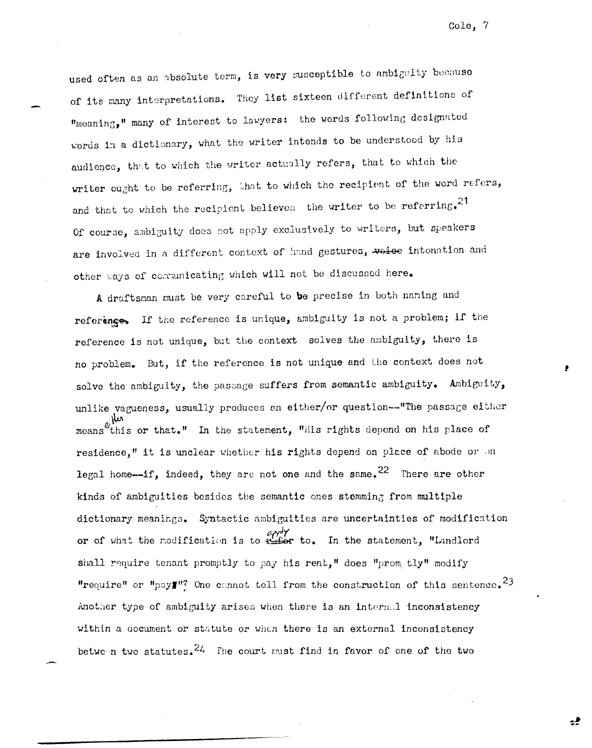used often as an absolute term, is very susceptible to ambiguity because of its many interpretations. They list sixteen different definitions of "meaning," many of interest to lawyers: the words following designated words in a dictionary, what the writer intends to be understood by his audience, that to which the writer actually refers, that to which the writer ought to be referring, that to which the recipient of the word refers, and that to which the recipient believes the writer to be referring.[21] Of course, ambiguity does not apply exclusively to writers, but speakers are involved in a different context of hand gestures, intonation and other ways of communicating which will not be discussed here.

A draftsman must be very careful to be precise in both naming and reference. If the reference is unique, ambiguity is not a problem; if the reference is not unique, but the context solves the ambiguity, there is no problem. But, if the reference is not unique and the context does not solve the ambiguity, the passage suffers from semantic ambiguity. Ambiguity, unlike vagueness, usually produces an either/or question--"The passage either means either this or that." In the statement, "His rights depend on his place of residence," it is unclear whether his rights depend on place of abode or on legal home--if, indeed, they are not one and the same.[22] There are other kinds of ambiguities besides the semantic ones stemming from multiple dictionary meanings. Syntactic ambiguities are uncertainties of modification or of what the modification is to apply to. In the statement, "Landlord shall require tenant promptly to pay his rent," does "promptly" modify "require" or "pay"? One cannot tell from the construction of this sentence.[23] Another type of ambiguity arises when there is an internal inconsistency within a document or statute or when there is an external inconsistency between two statutes.[24] The court must find in favor of one of the two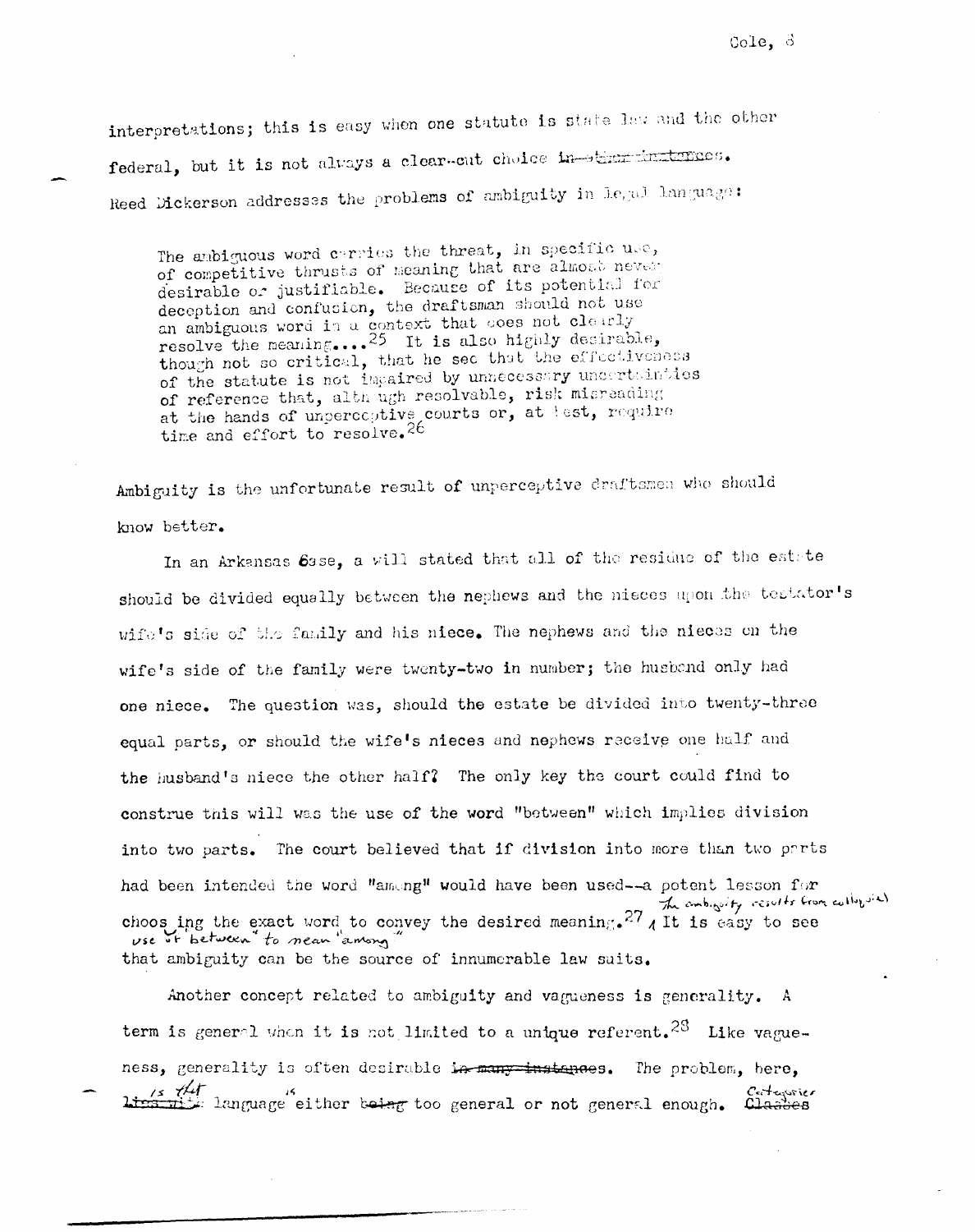interpretations; this is easy when one statute is state law and the other federal, but it is not always a clear-cut choice.

Reed Dickerson addresses the problems of ambiguity in legal language:

> The ambiguous word carries the threat, in specific use, of competitive thrusts of meaning that are almost never desirable or justifiable. Because of its potential for deception and confusion, the draftsman should not use an ambiguous word in a context that does not clearly resolve the meaning....[25] It is also highly desirable, though not so critical, that he see that the effectiveness of the statute is not impaired by unnecessary uncertainties of reference that, although resolvable, risk misreading at the hands of unperceptive courts or, at best, require time and effort to resolve.[26]

Ambiguity is the unfortunate result of unperceptive draftsmen who should know better.

In an Arkansas case, a will stated that all of the residue of the estate should be divided equally between the nephews and the nieces upon the testator's wife's side of the family and his niece. The nephews and the nieces on the wife's side of the family were twenty-two in number; the husband only had one niece. The question was, should the estate be divided into twenty-three equal parts, or should the wife's nieces and nephews receive one half and the husband's niece the other half? The only key the court could find to construe this will was the use of the word "between" which implies division into two parts. The court believed that if division into more than two parts had been intended the word "among" would have been used--a potent lesson for choosing the exact word to convey the desired meaning.[27] The ambiguity results from colloquial use of "between" to mean "among." It is easy to see that ambiguity can be the source of innumerable law suits.

Another concept related to ambiguity and vagueness is generality. A term is general when it is not limited to a unique referent.[28] Like vagueness, generality is often desirable. The problem, here, is that language is either too general or not general enough. Categories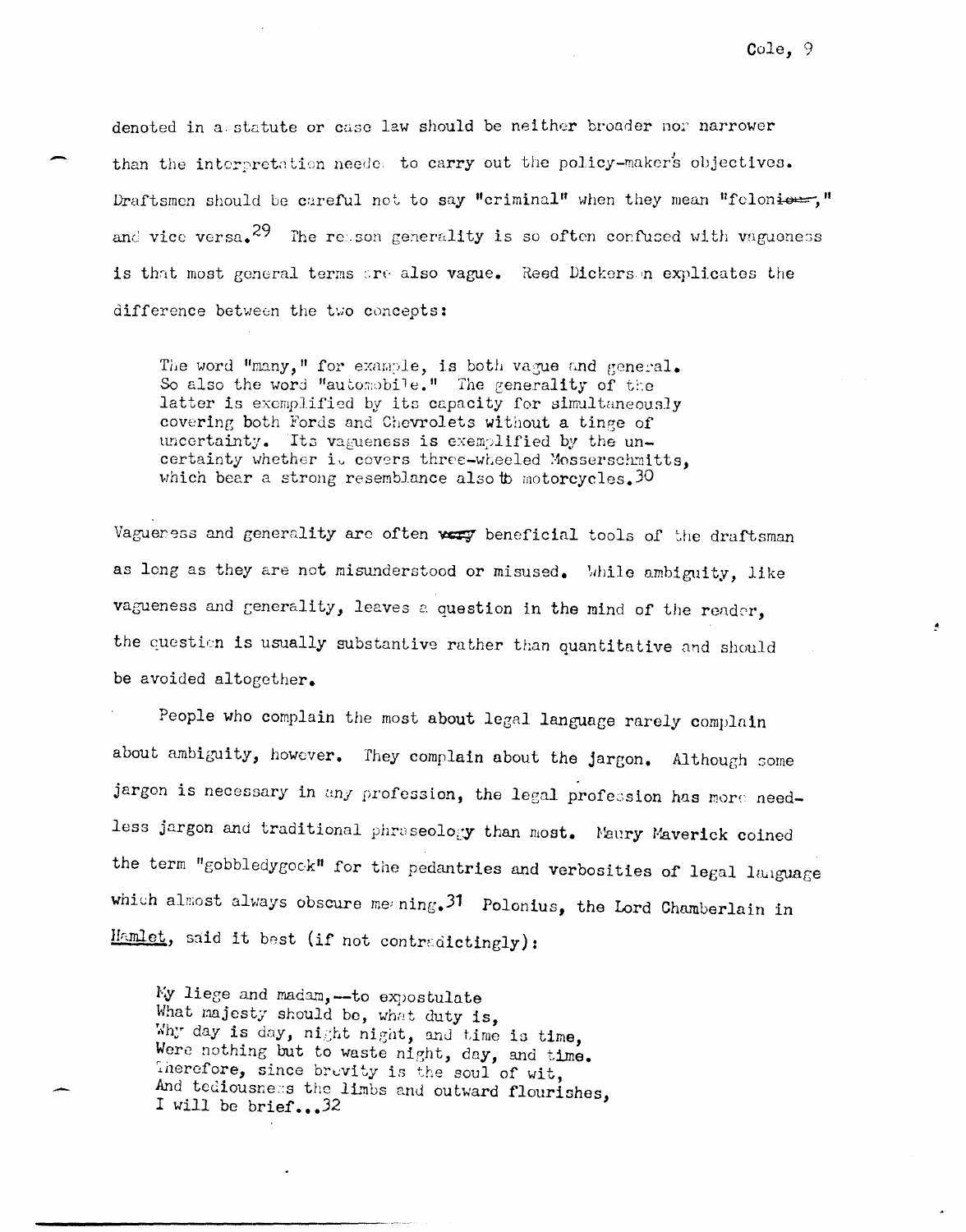denoted in a statute or case law should be neither broader nor narrower than the interpretation needed to carry out the policy-maker's objectives. Draftsmen should be careful not to say "criminal" when they mean "felonious," and vice versa.[29] The reason generality is so often confused with vagueness is that most general terms are also vague. Reed Dickerson explicates the difference between the two concepts:

> The word "many," for example, is both vague and general. So also the word "automobile." The generality of the latter is exemplified by its capacity for simultaneously covering both Fords and Chevrolets without a tinge of uncertainty. Its vagueness is exemplified by the uncertainty whether it covers three-wheeled Mosserschmitts, which bear a strong resemblance also to motorcycles.[30]

Vagueness and generality are often very beneficial tools of the draftsman as long as they are not misunderstood or misused. While ambiguity, like vagueness and generality, leaves a question in the mind of the reader, the question is usually substantive rather than quantitative and should be avoided altogether.

People who complain the most about legal language rarely complain about ambiguity, however. They complain about the jargon. Although some jargon is necessary in any profession, the legal profession has more needless jargon and traditional phraseology than most. Maury Maverick coined the term "gobbledygook" for the pedantries and verbosities of legal language which almost always obscure meaning.[31] Polonius, the Lord Chamberlain in _Hamlet_, said it best (if not contradictingly):

> My liege and madam,--to expostulate
> What majesty should be, what duty is,
> Why day is day, night night, and time is time,
> Were nothing but to waste night, day, and time.
> Therefore, since brevity is the soul of wit,
> And tediousness the limbs and outward flourishes,
> I will be brief...[32]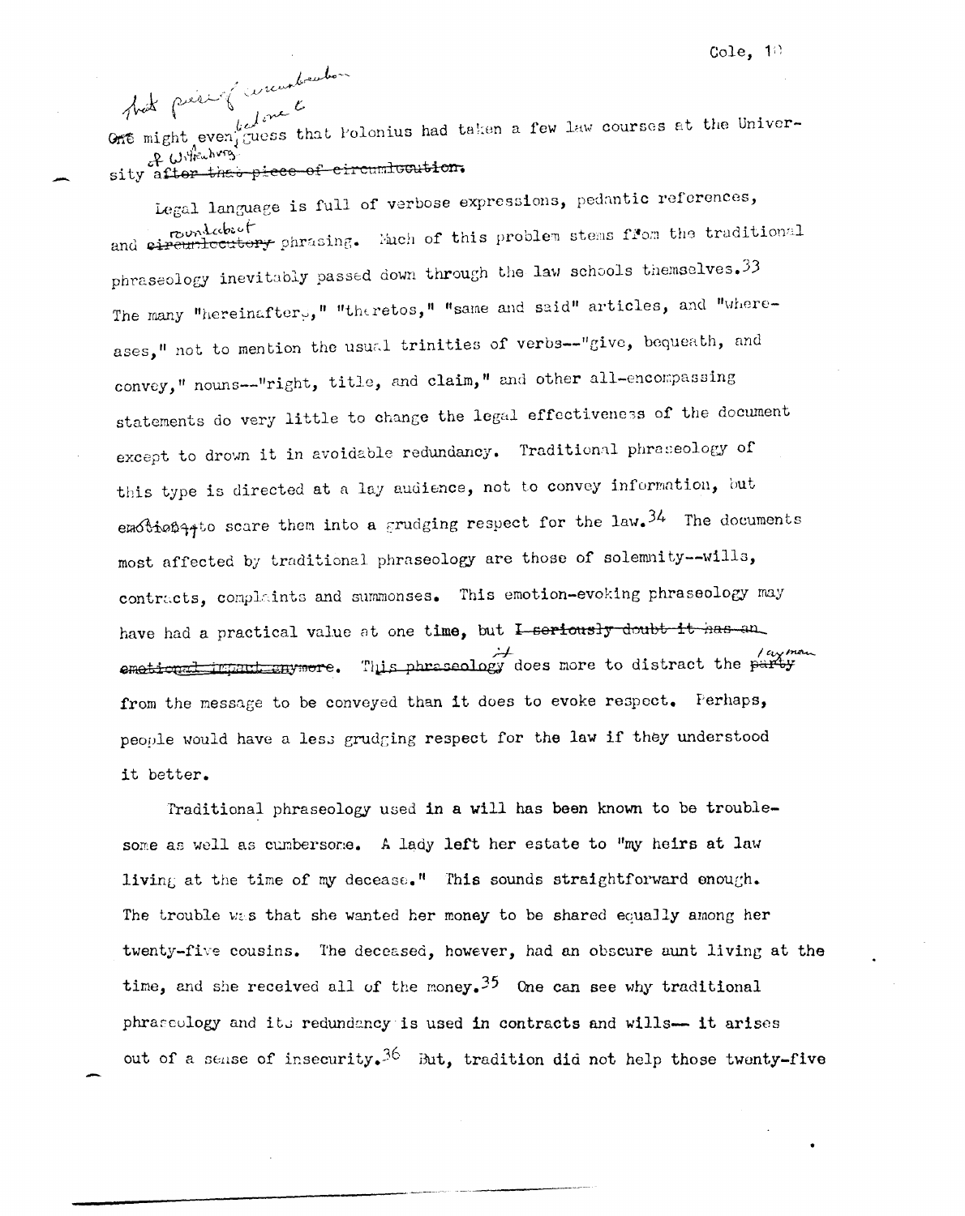That piece of circumlocution belongs in... One might even guess that Polonius had taken a few law courses at the University of Wittenberg.

Legal language is full of verbose expressions, pedantic references, and roundabout phrasing. Much of this problem stems from the traditional phraseology inevitably passed down through the law schools themselves.[33] The many "hereinafters," "theretos," "same and said" articles, and "whereases," not to mention the usual trinities of verbs--"give, bequeath, and convey," nouns--"right, title, and claim," and other all-encompassing statements do very little to change the legal effectiveness of the document except to drown it in avoidable redundancy. Traditional phraseology of this type is directed at a lay audience, not to convey information, but emotion, to scare them into a grudging respect for the law.[34] The documents most affected by traditional phraseology are those of solemnity--wills, contracts, complaints and summonses. This emotion-evoking phraseology may have had a practical value at one time, but it does more to distract the layman from the message to be conveyed than it does to evoke respect. Perhaps, people would have a less grudging respect for the law if they understood it better.

Traditional phraseology used in a will has been known to be troublesome as well as cumbersome. A lady left her estate to "my heirs at law living at the time of my decease." This sounds straightforward enough. The trouble was that she wanted her money to be shared equally among her twenty-five cousins. The deceased, however, had an obscure aunt living at the time, and she received all of the money.[35] One can see why traditional phraseology and its redundancy is used in contracts and wills— it arises out of a sense of insecurity.[36] But, tradition did not help those twenty-five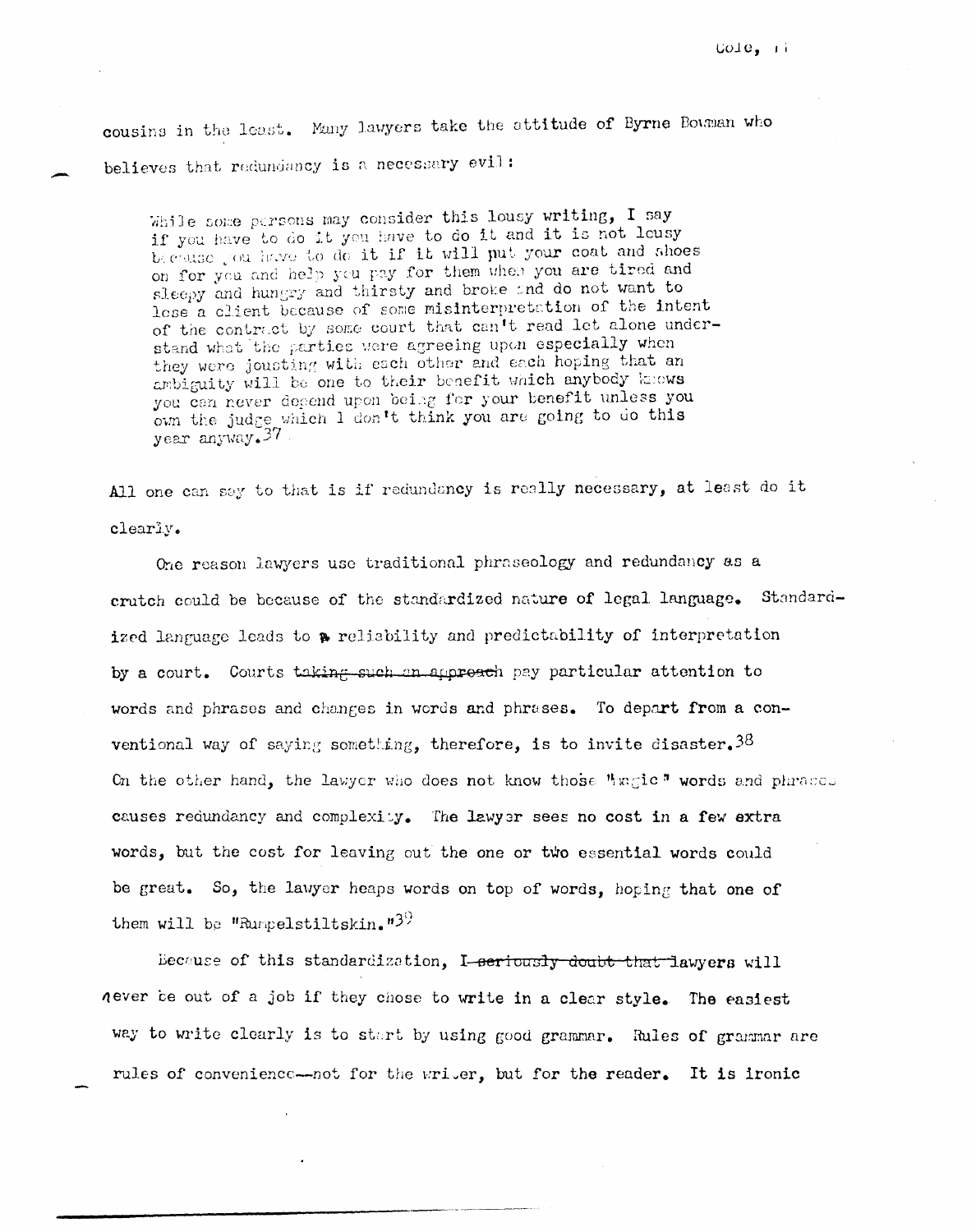cousins in the least. Many lawyers take the attitude of Byrne Bowman who believes that redundancy is a necessary evil:

> While some persons may consider this lousy writing, I say if you have to do it you have to do it and it is not lousy because you have to do it if it will put your coat and shoes on for you and help you pay for them when you are tired and sleepy and hungry and thirsty and broke and do not want to lose a client because of some misinterpretation of the intent of the contract by some court that can't read let alone understand what the parties were agreeing upon especially when they were jousting with each other and each hoping that an ambiguity will be one to their benefit which anybody knows you can never depend upon being for your benefit unless you own the judge which I don't think you are going to do this year anyway.[37]

All one can say to that is if redundancy is really necessary, at least do it clearly.

One reason lawyers use traditional phraseology and redundancy as a crutch could be because of the standardized nature of legal language. Standardized language leads to a reliability and predictability of interpretation by a court. Courts ~~taking such an approach~~ pay particular attention to words and phrases and changes in words and phrases. To depart from a conventional way of saying something, therefore, is to invite disaster.[38] On the other hand, the lawyer who does not know those "magic" words and phrases causes redundancy and complexity. The lawyer sees no cost in a few extra words, but the cost for leaving out the one or two essential words could be great. So, the lawyer heaps words on top of words, hoping that one of them will be "Rumpelstiltskin."[39]

Because of this standardization, ~~I seriously doubt that~~ lawyers will never be out of a job if they chose to write in a clear style. The easiest way to write clearly is to start by using good grammar. Rules of grammar are rules of convenience—not for the writer, but for the reader. It is ironic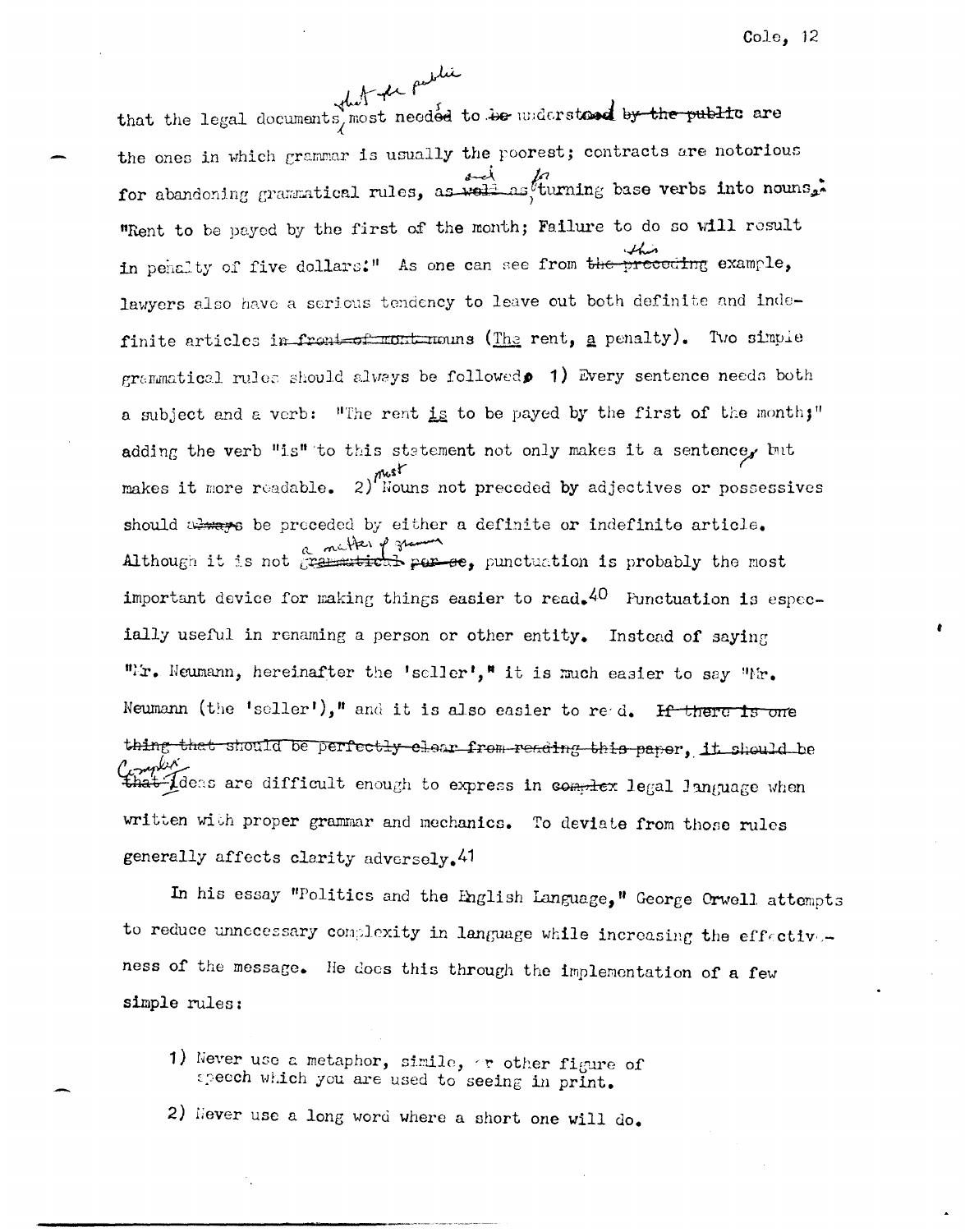that the legal documents that the public most needs to understand are the ones in which grammar is usually the poorest; contracts are notorious for abandoning grammatical rules, and for turning base verbs into nouns: "Rent to be payed by the first of the month; Failure to do so will result in penalty of five dollars." As one can see from this example, lawyers also have a serious tendency to leave out both definite and indefinite articles in nouns (The rent, a penalty). Two simple grammatical rules should always be followed. 1) Every sentence needs both a subject and a verb: "The rent is to be payed by the first of the month;" adding the verb "is" to this statement not only makes it a sentence, but makes it more readable. 2) Most Nouns not preceded by adjectives or possessives should be preceded by either a definite or indefinite article. Although it is not a matter of grammar, punctuation is probably the most important device for making things easier to read.[40] Punctuation is especially useful in renaming a person or other entity. Instead of saying "Mr. Neumann, hereinafter the 'seller'," it is much easier to say "Mr. Neumann (the 'seller')," and it is also easier to read. Complex Ideas are difficult enough to express in legal language when written with proper grammar and mechanics. To deviate from those rules generally affects clarity adversely.[41]

In his essay "Politics and the English Language," George Orwell attempts to reduce unnecessary complexity in language while increasing the effectiveness of the message. He does this through the implementation of a few simple rules:

1) Never use a metaphor, simile, or other figure of speech which you are used to seeing in print.

2) Never use a long word where a short one will do.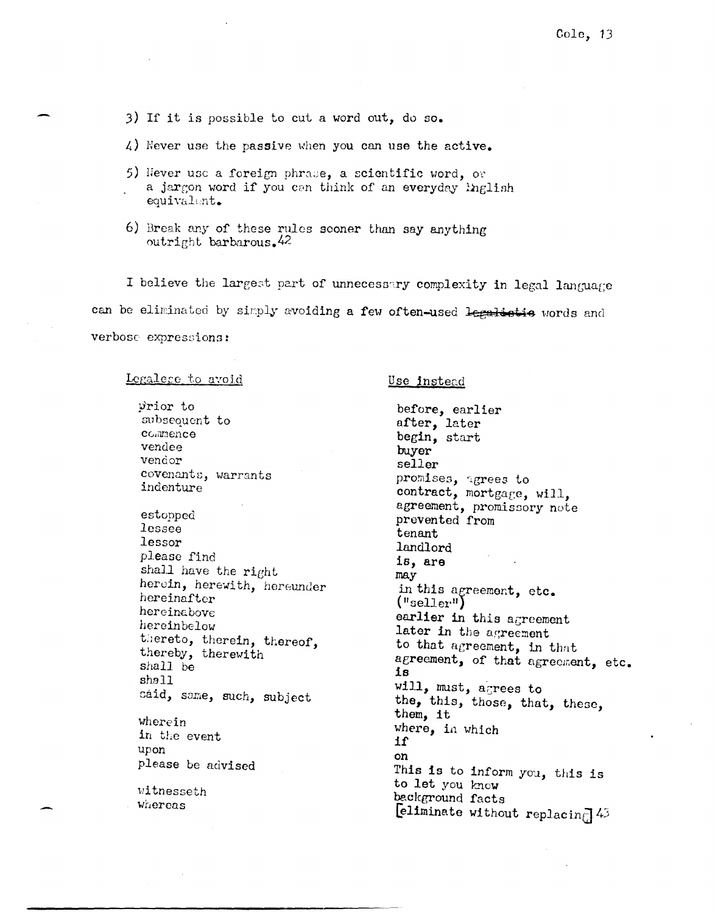3) If it is possible to cut a word out, do so.

4) Never use the passive when you can use the active.

5) Never use a foreign phrase, a scientific word, or a jargon word if you can think of an everyday English equivalent.

6) Break any of these rules sooner than say anything outright barbarous.[42]

I believe the largest part of unnecessary complexity in legal language can be eliminated by simply avoiding a few often-used ~~legalistic~~ words and verbose expressions:

| Legalese to avoid | Use instead |
|---|---|
| prior to | before, earlier |
| subsequent to | after, later |
| commence | begin, start |
| vendee | buyer |
| vendor | seller |
| covenants, warrants | promises, agrees to |
| indenture | contract, mortgage, will, agreement, promissory note |
| estopped | prevented from |
| lessee | tenant |
| lessor | landlord |
| please find | is, are |
| shall have the right | may |
| herein, herewith, hereunder | in this agreement, etc. |
| hereinafter | ("seller") |
| hereinabove | earlier in this agreement |
| hereinbelow | later in the agreement |
| thereto, therein, thereof, thereby, therewith | to that agreement, in that agreement, of that agreement, etc. |
| shall be | is |
| shall | will, must, agrees to |
| said, same, such, subject | the, this, those, that, these, them, it |
| wherein | where, in which |
| in the event | if |
| upon | on |
| please be advised | This is to inform you, this is to let you know |
| witnesseth | background facts |
| whereas | [eliminate without replacing] [43] |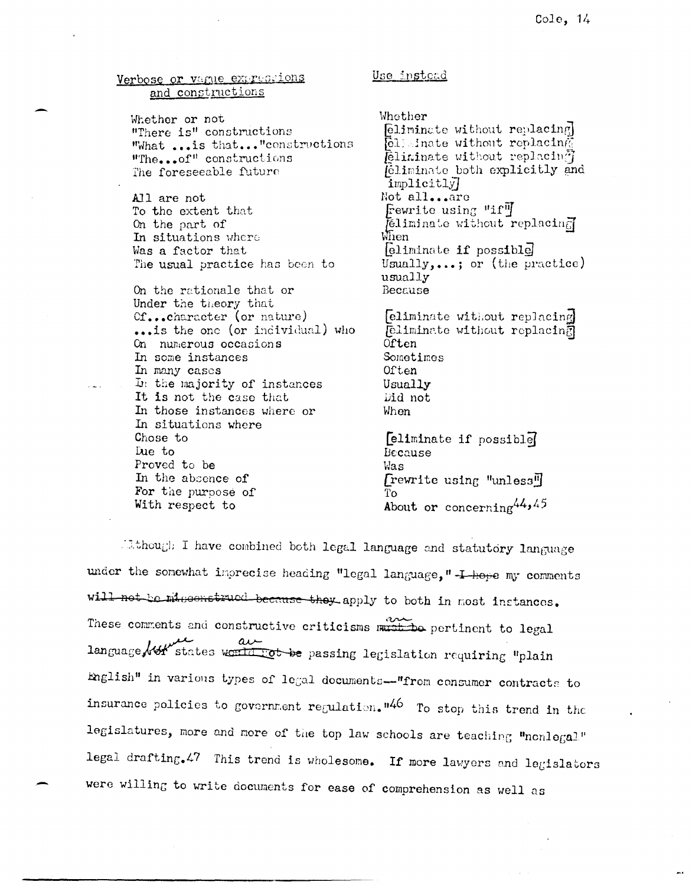| Verbose or vague expressions and constructions | Use instead |
|---|---|
| Whether or not | Whether |
| "There is" constructions | [eliminate without replacing] |
| "What ...is that..." constructions | [eliminate without replacing] |
| "The...of" constructions | [eliminate without replacing] |
| The foreseeable future | [eliminate both explicitly and implicitly] |
| All are not | Not all...are |
| To the extent that | [rewrite using "if"] |
| On the part of | [eliminate without replacing] |
| In situations where | When |
| Was a factor that | [eliminate if possible] |
| The usual practice has been to | Usually,...; or (the practice) usually |
| On the rationale that or Under the theory that | Because |
| Cf...character (or nature) | [eliminate without replacing] |
| ...is the one (or individual) who | [eliminate without replacing] |
| On numerous occasions | Often |
| In some instances | Sometimes |
| In many cases | Often |
| In the majority of instances | Usually |
| It is not the case that | Did not |
| In those instances where or In situations where | When |
| Chose to | [eliminate if possible] |
| Due to | Because |
| Proved to be | Was |
| In the absence of | [rewrite using "unless"] |
| For the purpose of | To |
| With respect to | About or concerning[44,45] |

Although I have combined both legal language and statutory language under the somewhat imprecise heading "legal language," ~~I hope~~ my comments ~~will not be misconstrued because they~~ apply to both in most instances. These comments and constructive criticisms ~~must be~~ are pertinent to legal language, ~~for~~ because states ~~would not be~~ are passing legislation requiring "plain English" in various types of legal documents--"from consumer contracts to insurance policies to government regulation."[46] To stop this trend in the legislatures, more and more of the top law schools are teaching "nonlegal" legal drafting.[47] This trend is wholesome. If more lawyers and legislators were willing to write documents for ease of comprehension as well as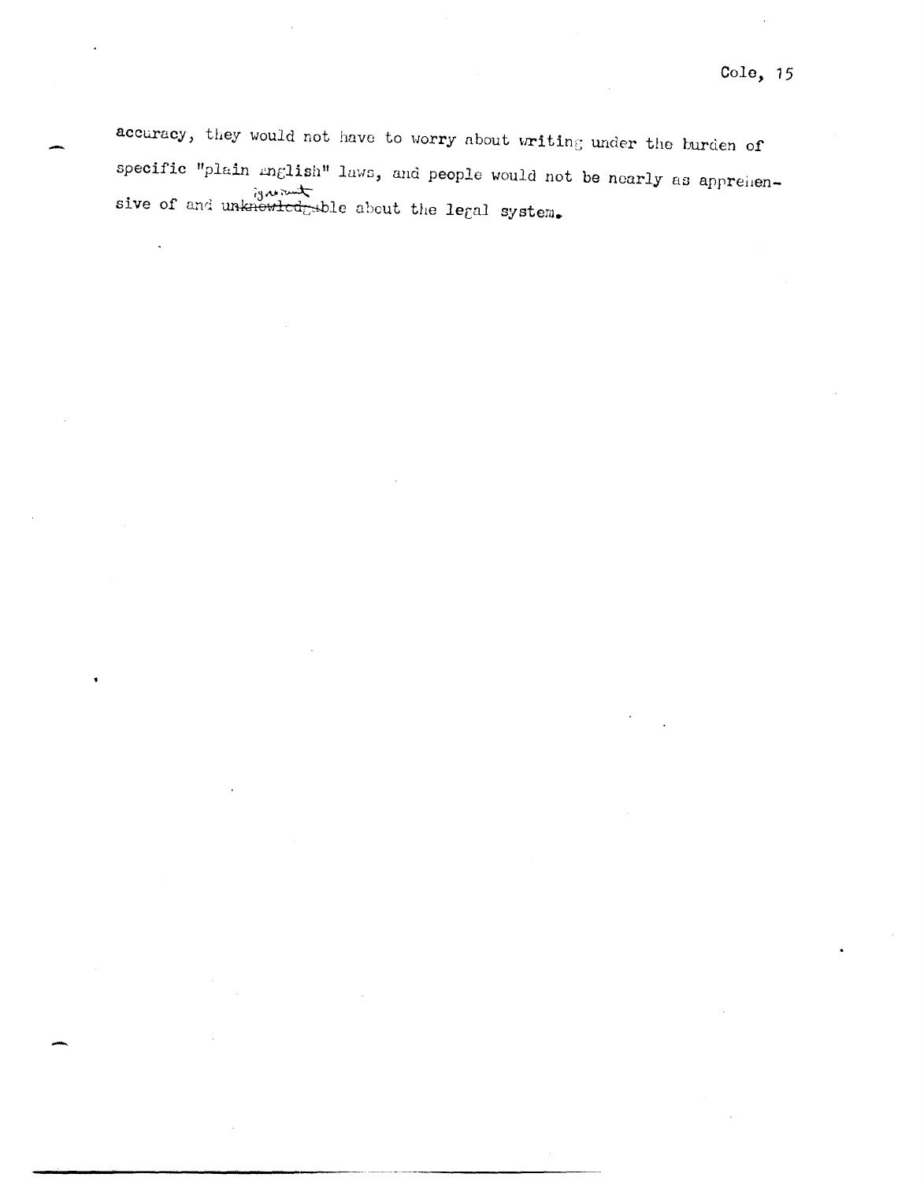accuracy, they would not have to worry about writing under the burden of specific "plain english" laws, and people would not be nearly as apprehensive of and ignorant about the legal system.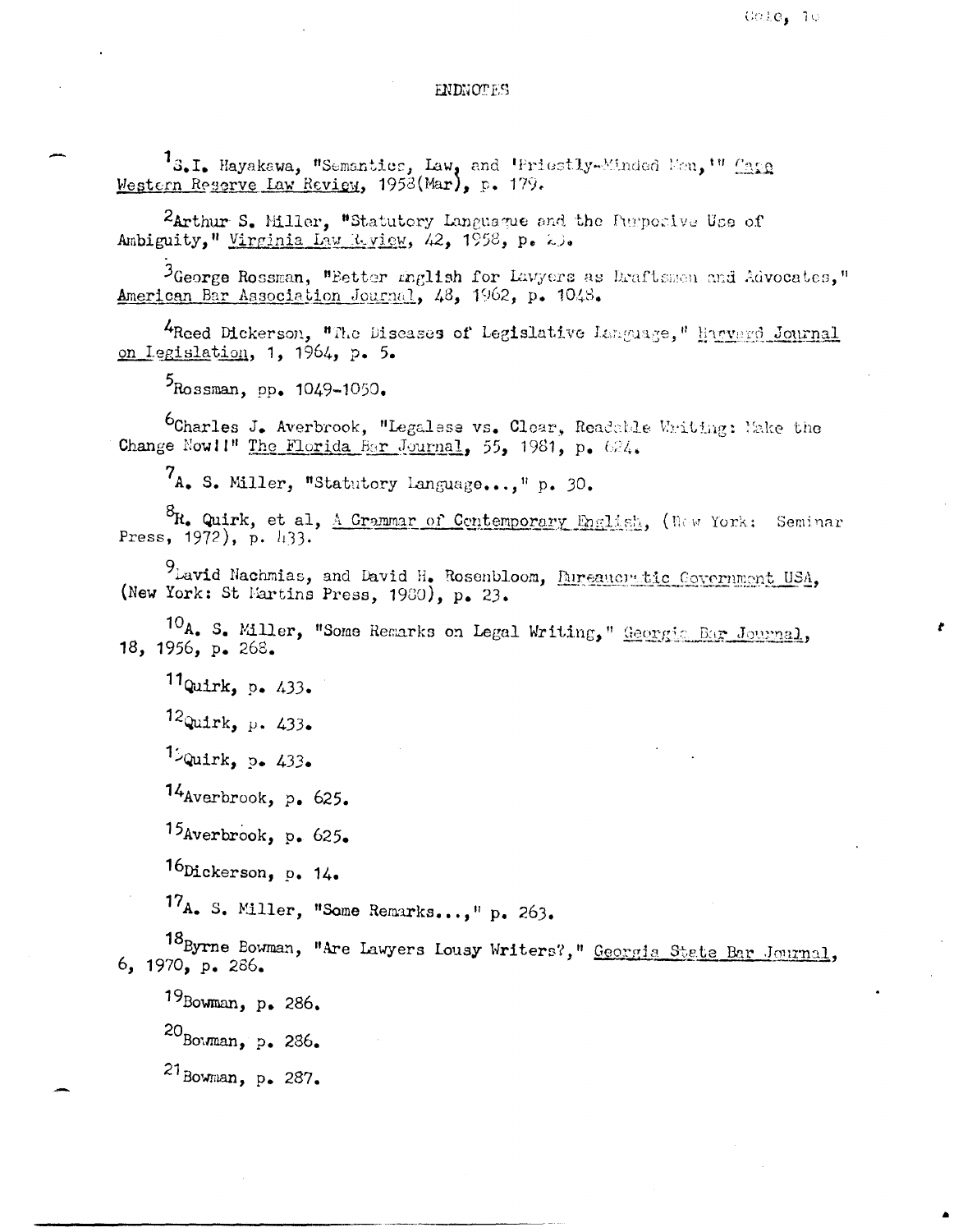# ENDNOTES

[1] S.I. Hayakawa, "Semantics, Law, and 'Priestly-Minded Men,'" Case Western Reserve Law Review, 1958(Mar), p. 179.

[2] Arthur S. Miller, "Statutory Language and the Purposive Use of Ambiguity," Virginia Law Review, 42, 1958, p. 23.

[3] George Rossman, "Better English for Lawyers as Draftsmen and Advocates," American Bar Association Journal, 48, 1962, p. 1048.

[4] Reed Dickerson, "The Diseases of Legislative Language," Harvard Journal on Legislation, 1, 1964, p. 5.

[5] Rossman, pp. 1049-1050.

[6] Charles J. Averbrook, "Legalese vs. Clear, Readable Writing: Make the Change Now!!" The Florida Bar Journal, 55, 1981, p. 624.

[7] A. S. Miller, "Statutory Language...," p. 30.

[8] R. Quirk, et al, A Grammar of Contemporary English, (New York: Seminar Press, 1972), p. 433.

[9] David Nachmias, and David H. Rosenbloom, Bureaucratic Government USA, (New York: St Martins Press, 1980), p. 23.

[10] A. S. Miller, "Some Remarks on Legal Writing," Georgia Bar Journal, 18, 1956, p. 268.

[11] Quirk, p. 433.

[12] Quirk, p. 433.

[13] Quirk, p. 433.

[14] Averbrook, p. 625.

[15] Averbrook, p. 625.

[16] Dickerson, p. 14.

[17] A. S. Miller, "Some Remarks...," p. 263.

[18] Byrne Bowman, "Are Lawyers Lousy Writers?," Georgia State Bar Journal, 6, 1970, p. 286.

[19] Bowman, p. 286.

[20] Bowman, p. 286.

[21] Bowman, p. 287.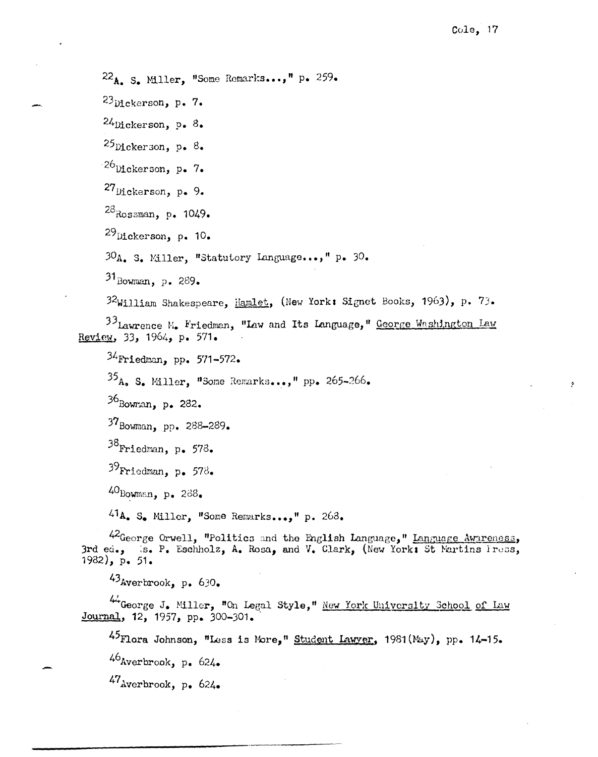[22]A. S. Miller, "Some Remarks...," p. 259.

[23]Dickerson, p. 7.

[24]Dickerson, p. 8.

[25]Dickerson, p. 8.

[26]Dickerson, p. 7.

[27]Dickerson, p. 9.

[28]Rossman, p. 1049.

[29]Dickerson, p. 10.

[30]A. S. Miller, "Statutory Language...," p. 30.

[31]Bowman, p. 289.

[32]William Shakespeare, Hamlet, (New York: Signet Books, 1963), p. 73.

[33]Lawrence M. Friedman, "Law and Its Language," George Washington Law Review, 33, 1964, p. 571.

[34]Friedman, pp. 571-572.

[35]A. S. Miller, "Some Remarks...," pp. 265-266.

[36]Bowman, p. 282.

[37]Bowman, pp. 288-289.

[38]Friedman, p. 578.

[39]Friedman, p. 578.

[40]Bowman, p. 288.

[41]A. S. Miller, "Some Remarks...," p. 268.

[42]George Orwell, "Politics and the English Language," Language Awareness, 3rd ed., eds. P. Eschholz, A. Rosa, and V. Clark, (New York: St Martins Press, 1982), p. 51.

[43]Averbrook, p. 630.

[44]George J. Miller, "On Legal Style," New York University School of Law Journal, 12, 1957, pp. 300-301.

[45]Flora Johnson, "Less is More," Student Lawyer, 1981(May), pp. 14-15.

[46]Averbrook, p. 624.

[47]Averbrook, p. 624.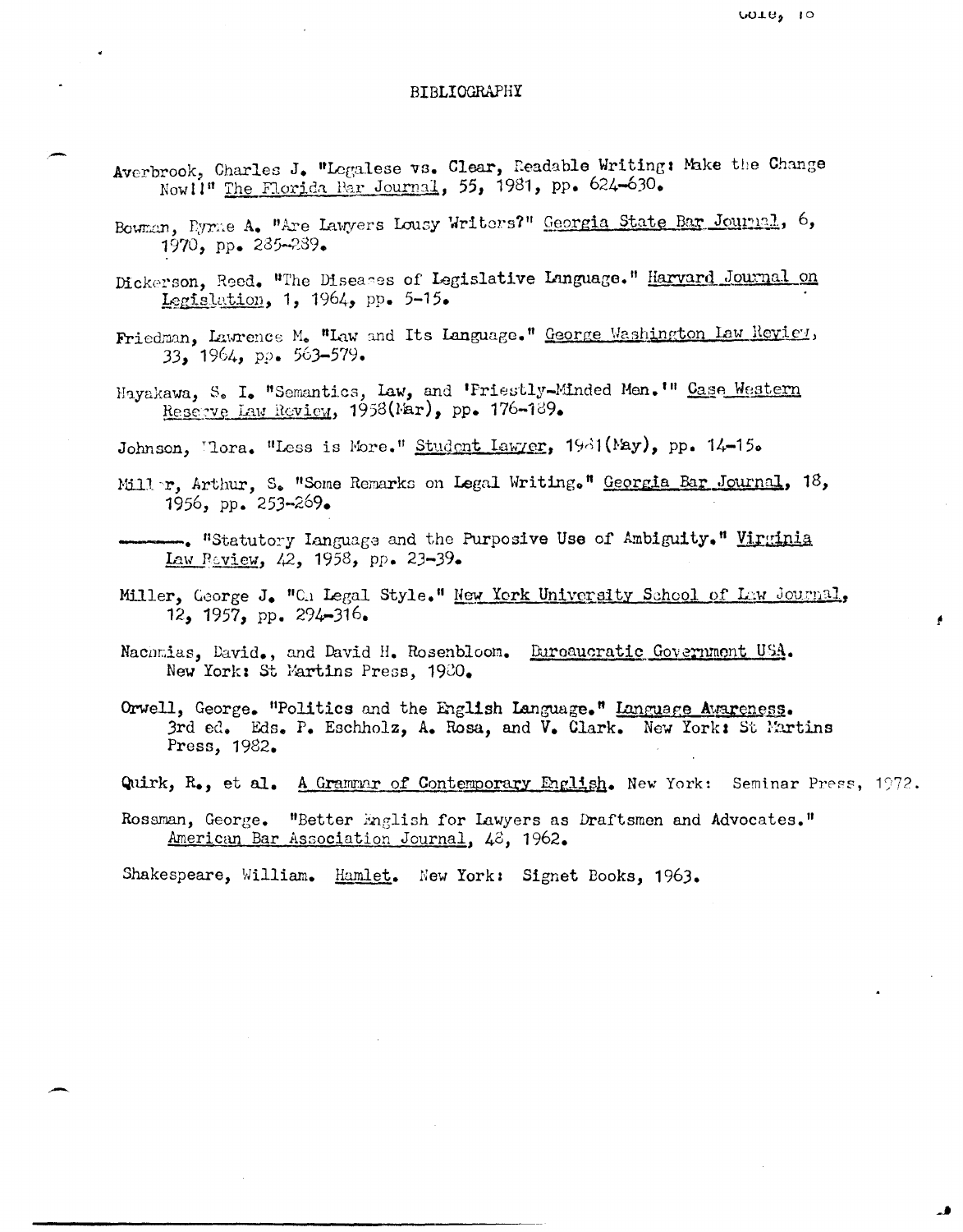# BIBLIOGRAPHY

Averbrook, Charles J. "Legalese vs. Clear, Readable Writing: Make the Change Now!!" The Florida Bar Journal, 55, 1981, pp. 624–630.

Bowman, Byrne A. "Are Lawyers Lousy Writers?" Georgia State Bar Journal, 6, 1970, pp. 285–289.

Dickerson, Reed. "The Diseases of Legislative Language." Harvard Journal on Legislation, 1, 1964, pp. 5–15.

Friedman, Lawrence M. "Law and Its Language." George Washington Law Review, 33, 1964, pp. 563–579.

Hayakawa, S. I. "Semantics, Law, and 'Priestly-Minded Men.'" Case Western Reserve Law Review, 1958(Mar), pp. 176–189.

Johnson, Flora. "Less is More." Student Lawyer, 1981(May), pp. 14–15.

Miller, Arthur, S. "Some Remarks on Legal Writing." Georgia Bar Journal, 18, 1956, pp. 253–269.

———. "Statutory Language and the Purposive Use of Ambiguity." Virginia Law Review, 42, 1958, pp. 23–39.

Miller, George J. "On Legal Style." New York University School of Law Journal, 12, 1957, pp. 294–316.

Nachmias, David., and David H. Rosenbloom. Bureaucratic Government USA. New York: St Martins Press, 1980.

Orwell, George. "Politics and the English Language." Language Awareness. 3rd ed. Eds. P. Eschholz, A. Rosa, and V. Clark. New York: St Martins Press, 1982.

Quirk, R., et al. A Grammar of Contemporary English. New York: Seminar Press, 1972.

Rossman, George. "Better English for Lawyers as Draftsmen and Advocates." American Bar Association Journal, 48, 1962.

Shakespeare, William. Hamlet. New York: Signet Books, 1963.